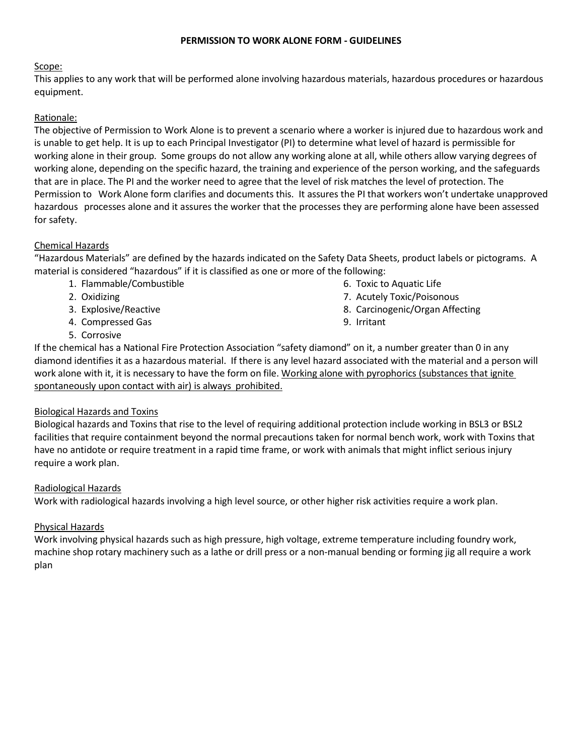# PERMISSION TO WORK ALONE FORM - GUIDELINES

## Scope:

This applies to any work that will be performed alone involving hazardous materials, hazardous procedures or hazardous equipment.

## Rationale:

The objective of Permission to Work Alone is to prevent a scenario where a worker is injured due to hazardous work and is unable to get help. It is up to each Principal Investigator (PI) to determine what level of hazard is permissible for working alone in their group. Some groups do not allow any working alone at all, while others allow varying degrees of working alone, depending on the specific hazard, the training and experience of the person working, and the safeguards that are in place. The PI and the worker need to agree that the level of risk matches the level of protection. The Permission to Work Alone form clarifies and documents this. It assures the PI that workers won't undertake unapproved hazardous processes alone and it assures the worker that the processes they are performing alone have been assessed for safety.

## Chemical Hazards

"Hazardous Materials" are defined by the hazards indicated on the Safety Data Sheets, product labels or pictograms. A material is considered "hazardous" if it is classified as one or more of the following:

1. Flammable/Combustible
2. Oxidizing
3. Explosive/Reactive
4. Compressed Gas
5. Corrosive
6. Toxic to Aquatic Life
7. Acutely Toxic/Poisonous
8. Carcinogenic/Organ Affecting
9. Irritant

If the chemical has a National Fire Protection Association "safety diamond" on it, a number greater than 0 in any diamond identifies it as a hazardous material. If there is any level hazard associated with the material and a person will work alone with it, it is necessary to have the form on file. Working alone with pyrophorics (substances that ignite spontaneously upon contact with air) is always prohibited.

## Biological Hazards and Toxins

Biological hazards and Toxins that rise to the level of requiring additional protection include working in BSL3 or BSL2 facilities that require containment beyond the normal precautions taken for normal bench work, work with Toxins that have no antidote or require treatment in a rapid time frame, or work with animals that might inflict serious injury require a work plan.

## Radiological Hazards

Work with radiological hazards involving a high level source, or other higher risk activities require a work plan.

## Physical Hazards

Work involving physical hazards such as high pressure, high voltage, extreme temperature including foundry work, machine shop rotary machinery such as a lathe or drill press or a non-manual bending or forming jig all require a work plan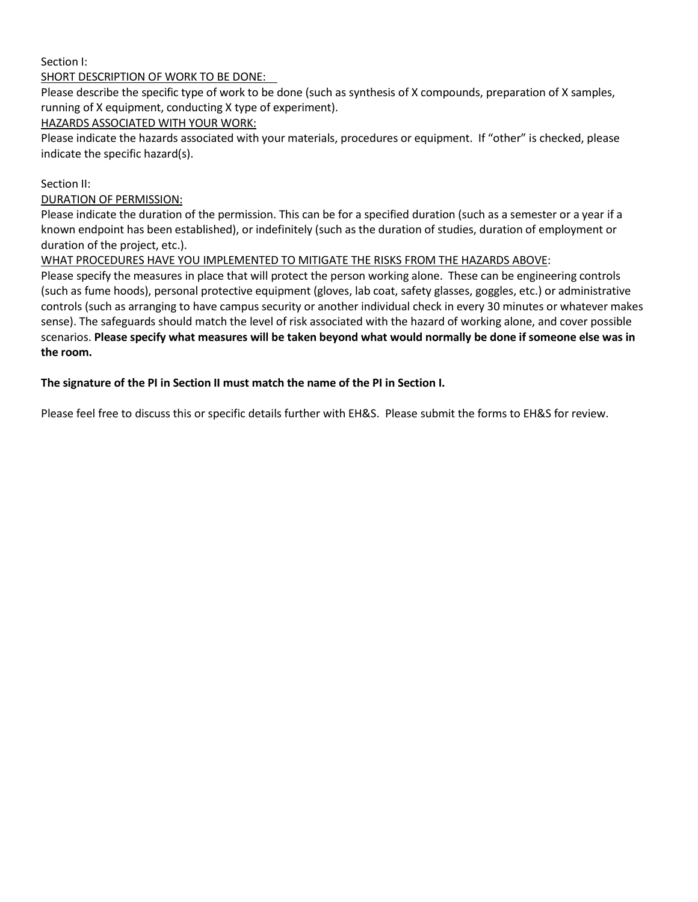Section I:

<u>SHORT DESCRIPTION OF WORK TO BE DONE:</u>

Please describe the specific type of work to be done (such as synthesis of X compounds, preparation of X samples, running of X equipment, conducting X type of experiment).

<u>HAZARDS ASSOCIATED WITH YOUR WORK:</u>

Please indicate the hazards associated with your materials, procedures or equipment. If "other" is checked, please indicate the specific hazard(s).

Section II:

<u>DURATION OF PERMISSION:</u>

Please indicate the duration of the permission. This can be for a specified duration (such as a semester or a year if a known endpoint has been established), or indefinitely (such as the duration of studies, duration of employment or duration of the project, etc.).

<u>WHAT PROCEDURES HAVE YOU IMPLEMENTED TO MITIGATE THE RISKS FROM THE HAZARDS ABOVE</u>:

Please specify the measures in place that will protect the person working alone. These can be engineering controls (such as fume hoods), personal protective equipment (gloves, lab coat, safety glasses, goggles, etc.) or administrative controls (such as arranging to have campus security or another individual check in every 30 minutes or whatever makes sense). The safeguards should match the level of risk associated with the hazard of working alone, and cover possible scenarios. **Please specify what measures will be taken beyond what would normally be done if someone else was in the room.**

**The signature of the PI in Section II must match the name of the PI in Section I.**

Please feel free to discuss this or specific details further with EH&S. Please submit the forms to EH&S for review.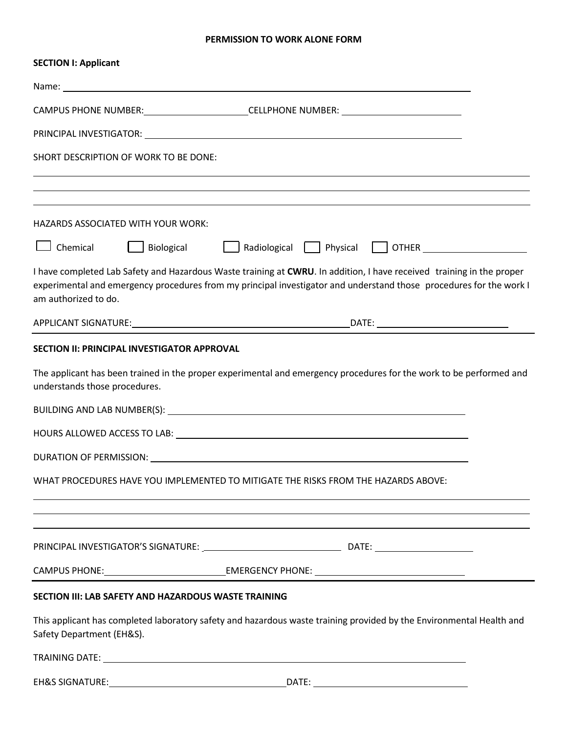# PERMISSION TO WORK ALONE FORM

**SECTION I: Applicant**

Name: ______________________________________________

CAMPUS PHONE NUMBER: ____________________ CELLPHONE NUMBER: ____________________

PRINCIPAL INVESTIGATOR: ______________________________________________

SHORT DESCRIPTION OF WORK TO BE DONE:

______________________________________________

______________________________________________

______________________________________________

HAZARDS ASSOCIATED WITH YOUR WORK:

☐ Chemical ☐ Biological ☐ Radiological ☐ Physical ☐ OTHER ____________________

I have completed Lab Safety and Hazardous Waste training at **CWRU**. In addition, I have received training in the proper experimental and emergency procedures from my principal investigator and understand those procedures for the work I am authorized to do.

APPLICANT SIGNATURE: ______________________________ DATE: ____________________

**SECTION II: PRINCIPAL INVESTIGATOR APPROVAL**

The applicant has been trained in the proper experimental and emergency procedures for the work to be performed and understands those procedures.

BUILDING AND LAB NUMBER(S): ______________________________________________

HOURS ALLOWED ACCESS TO LAB: ______________________________________________

DURATION OF PERMISSION: ______________________________________________

WHAT PROCEDURES HAVE YOU IMPLEMENTED TO MITIGATE THE RISKS FROM THE HAZARDS ABOVE:

______________________________________________

______________________________________________

______________________________________________

PRINCIPAL INVESTIGATOR'S SIGNATURE: ______________________________ DATE: ____________________

CAMPUS PHONE: ____________________ EMERGENCY PHONE: ____________________

**SECTION III: LAB SAFETY AND HAZARDOUS WASTE TRAINING**

This applicant has completed laboratory safety and hazardous waste training provided by the Environmental Health and Safety Department (EH&S).

TRAINING DATE: ______________________________________________

EH&S SIGNATURE: ______________________________ DATE: ____________________